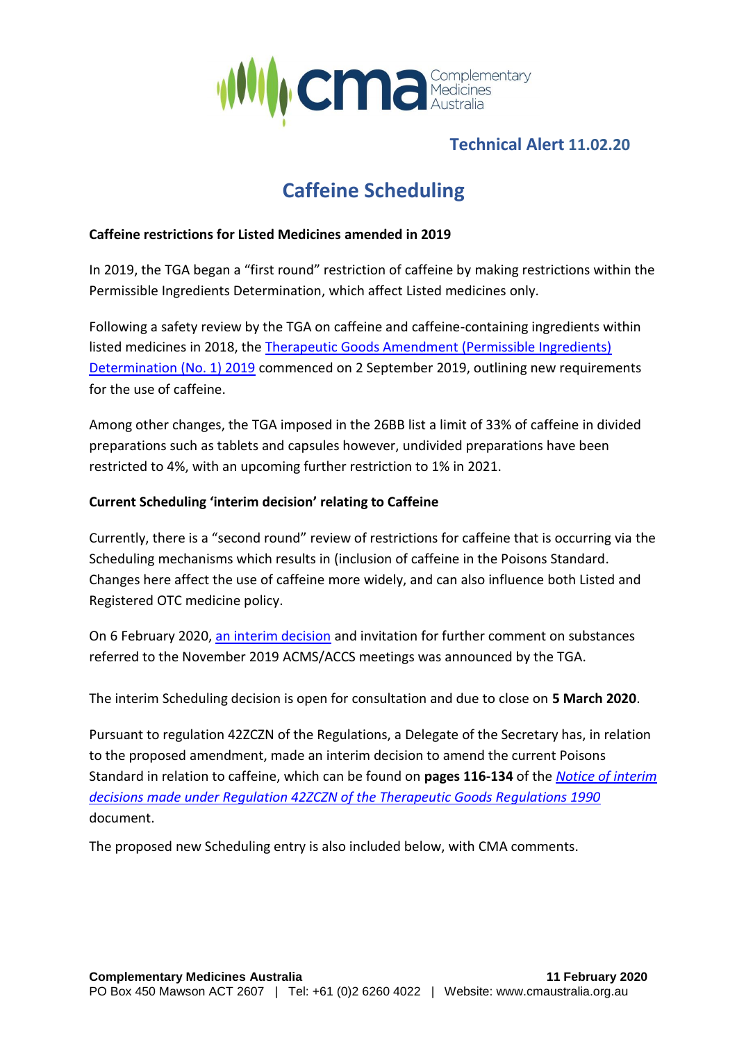## Technical Alert 11.02.20

# Caffeine Scheduling

**Caffeine restrictions for Listed Medicines amended in 2019**

In 2019, the TGA began a "first round" restriction of caffeine by making restrictions within the Permissible Ingredients Determination, which affect Listed medicines only.

Following a safety review by the TGA on caffeine and caffeine-containing ingredients within listed medicines in 2018, the Therapeutic Goods Amendment (Permissible Ingredients) Determination (No. 1) 2019 commenced on 2 September 2019, outlining new requirements for the use of caffeine.

Among other changes, the TGA imposed in the 26BB list a limit of 33% of caffeine in divided preparations such as tablets and capsules however, undivided preparations have been restricted to 4%, with an upcoming further restriction to 1% in 2021.

**Current Scheduling 'interim decision' relating to Caffeine**

Currently, there is a "second round" review of restrictions for caffeine that is occurring via the Scheduling mechanisms which results in (inclusion of caffeine in the Poisons Standard. Changes here affect the use of caffeine more widely, and can also influence both Listed and Registered OTC medicine policy.

On 6 February 2020, an interim decision and invitation for further comment on substances referred to the November 2019 ACMS/ACCS meetings was announced by the TGA.

The interim Scheduling decision is open for consultation and due to close on **5 March 2020**.

Pursuant to regulation 42ZCZN of the Regulations, a Delegate of the Secretary has, in relation to the proposed amendment, made an interim decision to amend the current Poisons Standard in relation to caffeine, which can be found on **pages 116-134** of the *Notice of interim decisions made under Regulation 42ZCZN of the Therapeutic Goods Regulations 1990* document.

The proposed new Scheduling entry is also included below, with CMA comments.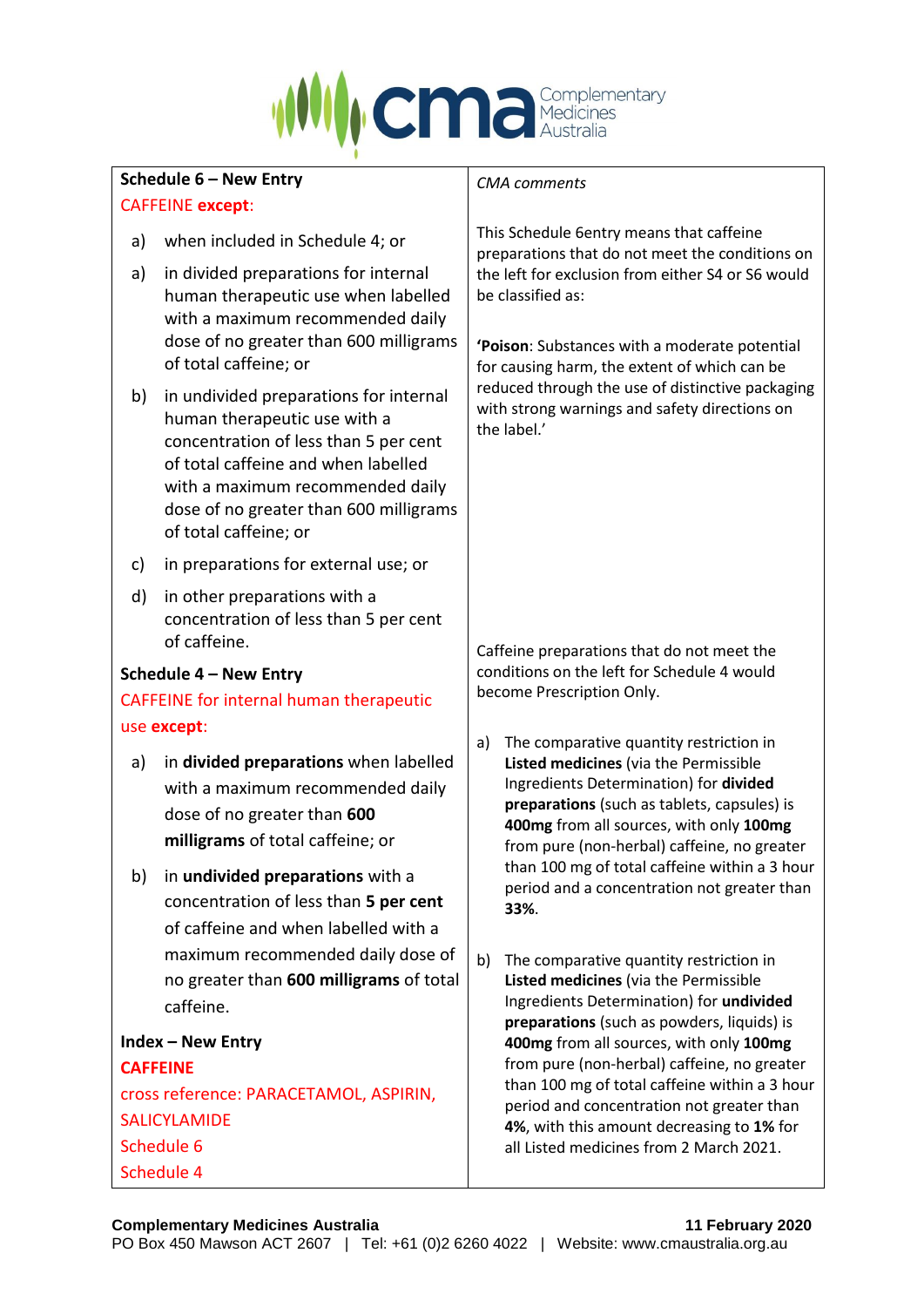| Schedule 6 – New Entry | *CMA comments* |
| --- | --- |
| CAFFEINE **except**:<br><br>a) when included in Schedule 4; or<br><br>a) in divided preparations for internal human therapeutic use when labelled with a maximum recommended daily dose of no greater than 600 milligrams of total caffeine; or<br><br>b) in undivided preparations for internal human therapeutic use with a concentration of less than 5 per cent of total caffeine and when labelled with a maximum recommended daily dose of no greater than 600 milligrams of total caffeine; or<br><br>c) in preparations for external use; or<br><br>d) in other preparations with a concentration of less than 5 per cent of caffeine. | This Schedule 6entry means that caffeine preparations that do not meet the conditions on the left for exclusion from either S4 or S6 would be classified as:<br><br>**'Poison**: Substances with a moderate potential for causing harm, the extent of which can be reduced through the use of distinctive packaging with strong warnings and safety directions on the label.' |
| **Schedule 4 – New Entry**<br><br>CAFFEINE for internal human therapeutic use **except**:<br><br>a) in **divided preparations** when labelled with a maximum recommended daily dose of no greater than **600 milligrams** of total caffeine; or<br><br>b) in **undivided preparations** with a concentration of less than **5 per cent** of caffeine and when labelled with a maximum recommended daily dose of no greater than **600 milligrams** of total caffeine. | Caffeine preparations that do not meet the conditions on the left for Schedule 4 would become Prescription Only.<br><br>a) The comparative quantity restriction in **Listed medicines** (via the Permissible Ingredients Determination) for **divided preparations** (such as tablets, capsules) is **400mg** from all sources, with only **100mg** from pure (non-herbal) caffeine, no greater than 100 mg of total caffeine within a 3 hour period and a concentration not greater than **33%**.<br><br>b) The comparative quantity restriction in **Listed medicines** (via the Permissible Ingredients Determination) for **undivided preparations** (such as powders, liquids) is **400mg** from all sources, with only **100mg** from pure (non-herbal) caffeine, no greater than 100 mg of total caffeine within a 3 hour period and concentration not greater than **4%**, with this amount decreasing to **1%** for all Listed medicines from 2 March 2021. |
| **Index – New Entry**<br><br>**CAFFEINE**<br><br>cross reference: PARACETAMOL, ASPIRIN, SALICYLAMIDE<br><br>Schedule 6<br><br>Schedule 4 | |

**Complementary Medicines Australia** **11 February 2020**
PO Box 450 Mawson ACT 2607 | Tel: +61 (0)2 6260 4022 | Website: www.cmaustralia.org.au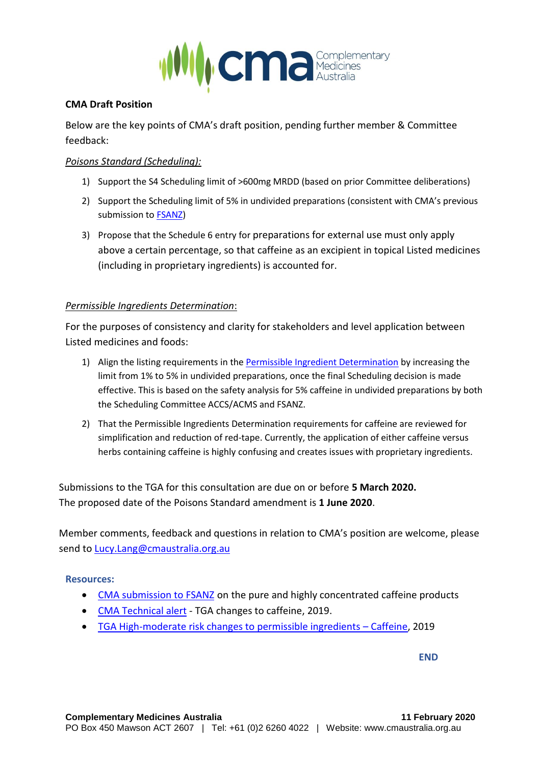**CMA Draft Position**

Below are the key points of CMA's draft position, pending further member & Committee feedback:

*Poisons Standard (Scheduling):*

1) Support the S4 Scheduling limit of >600mg MRDD (based on prior Committee deliberations)
2) Support the Scheduling limit of 5% in undivided preparations (consistent with CMA's previous submission to FSANZ)
3) Propose that the Schedule 6 entry for preparations for external use must only apply above a certain percentage, so that caffeine as an excipient in topical Listed medicines (including in proprietary ingredients) is accounted for.

*Permissible Ingredients Determination*:

For the purposes of consistency and clarity for stakeholders and level application between Listed medicines and foods:

1) Align the listing requirements in the Permissible Ingredient Determination by increasing the limit from 1% to 5% in undivided preparations, once the final Scheduling decision is made effective. This is based on the safety analysis for 5% caffeine in undivided preparations by both the Scheduling Committee ACCS/ACMS and FSANZ.
2) That the Permissible Ingredients Determination requirements for caffeine are reviewed for simplification and reduction of red-tape. Currently, the application of either caffeine versus herbs containing caffeine is highly confusing and creates issues with proprietary ingredients.

Submissions to the TGA for this consultation are due on or before **5 March 2020.**
The proposed date of the Poisons Standard amendment is **1 June 2020**.

Member comments, feedback and questions in relation to CMA's position are welcome, please send to Lucy.Lang@cmaustralia.org.au

**Resources:**

- CMA submission to FSANZ on the pure and highly concentrated caffeine products
- CMA Technical alert - TGA changes to caffeine, 2019.
- TGA High-moderate risk changes to permissible ingredients – Caffeine, 2019

**END**

**Complementary Medicines Australia** **11 February 2020**
PO Box 450 Mawson ACT 2607 | Tel: +61 (0)2 6260 4022 | Website: www.cmaustralia.org.au